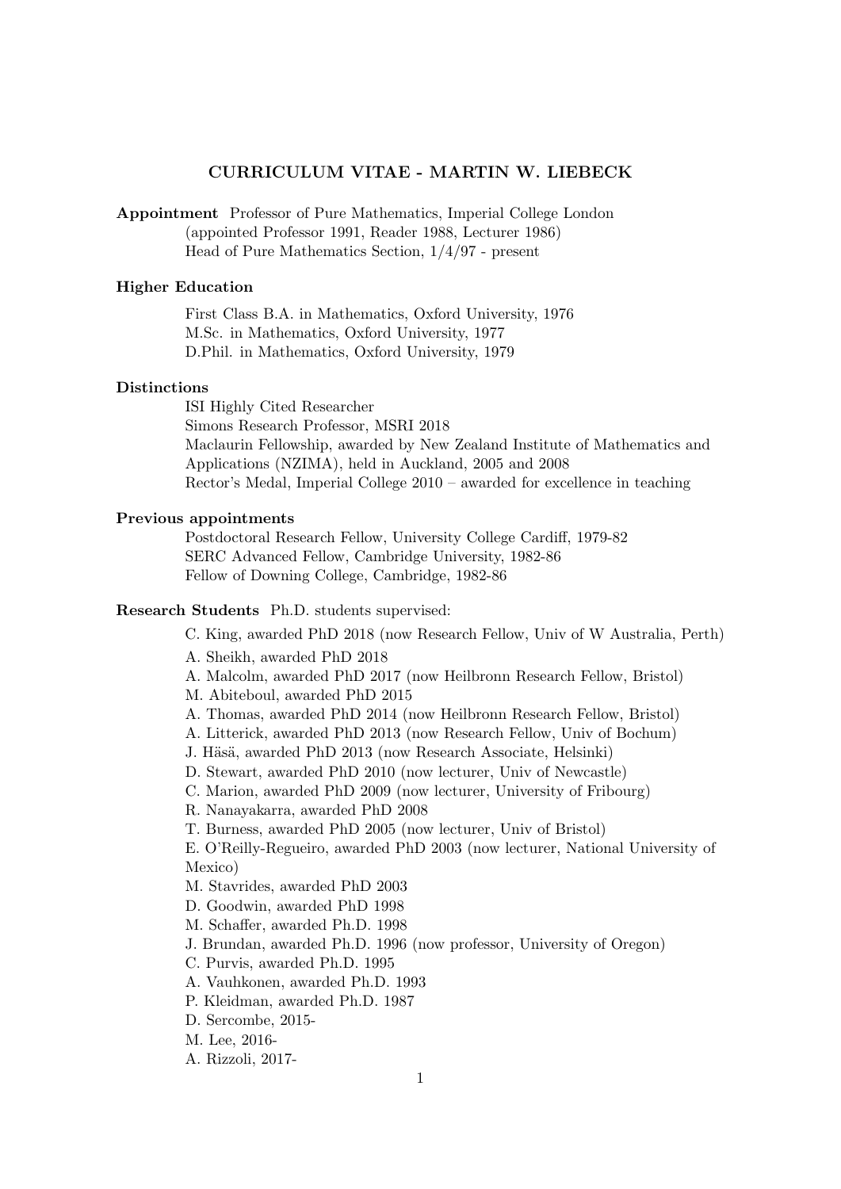# CURRICULUM VITAE - MARTIN W. LIEBECK

**Appointment** Professor of Pure Mathematics, Imperial College London
(appointed Professor 1991, Reader 1988, Lecturer 1986)
Head of Pure Mathematics Section, 1/4/97 - present

**Higher Education**

First Class B.A. in Mathematics, Oxford University, 1976
M.Sc. in Mathematics, Oxford University, 1977
D.Phil. in Mathematics, Oxford University, 1979

**Distinctions**

ISI Highly Cited Researcher
Simons Research Professor, MSRI 2018
Maclaurin Fellowship, awarded by New Zealand Institute of Mathematics and Applications (NZIMA), held in Auckland, 2005 and 2008
Rector's Medal, Imperial College 2010 – awarded for excellence in teaching

**Previous appointments**

Postdoctoral Research Fellow, University College Cardiff, 1979-82
SERC Advanced Fellow, Cambridge University, 1982-86
Fellow of Downing College, Cambridge, 1982-86

**Research Students** Ph.D. students supervised:

C. King, awarded PhD 2018 (now Research Fellow, Univ of W Australia, Perth)
A. Sheikh, awarded PhD 2018
A. Malcolm, awarded PhD 2017 (now Heilbronn Research Fellow, Bristol)
M. Abiteboul, awarded PhD 2015
A. Thomas, awarded PhD 2014 (now Heilbronn Research Fellow, Bristol)
A. Litterick, awarded PhD 2013 (now Research Fellow, Univ of Bochum)
J. Häsä, awarded PhD 2013 (now Research Associate, Helsinki)
D. Stewart, awarded PhD 2010 (now lecturer, Univ of Newcastle)
C. Marion, awarded PhD 2009 (now lecturer, University of Fribourg)
R. Nanayakarra, awarded PhD 2008
T. Burness, awarded PhD 2005 (now lecturer, Univ of Bristol)
E. O'Reilly-Regueiro, awarded PhD 2003 (now lecturer, National University of Mexico)
M. Stavrides, awarded PhD 2003
D. Goodwin, awarded PhD 1998
M. Schaffer, awarded Ph.D. 1998
J. Brundan, awarded Ph.D. 1996 (now professor, University of Oregon)
C. Purvis, awarded Ph.D. 1995
A. Vauhkonen, awarded Ph.D. 1993
P. Kleidman, awarded Ph.D. 1987
D. Sercombe, 2015-
M. Lee, 2016-
A. Rizzoli, 2017-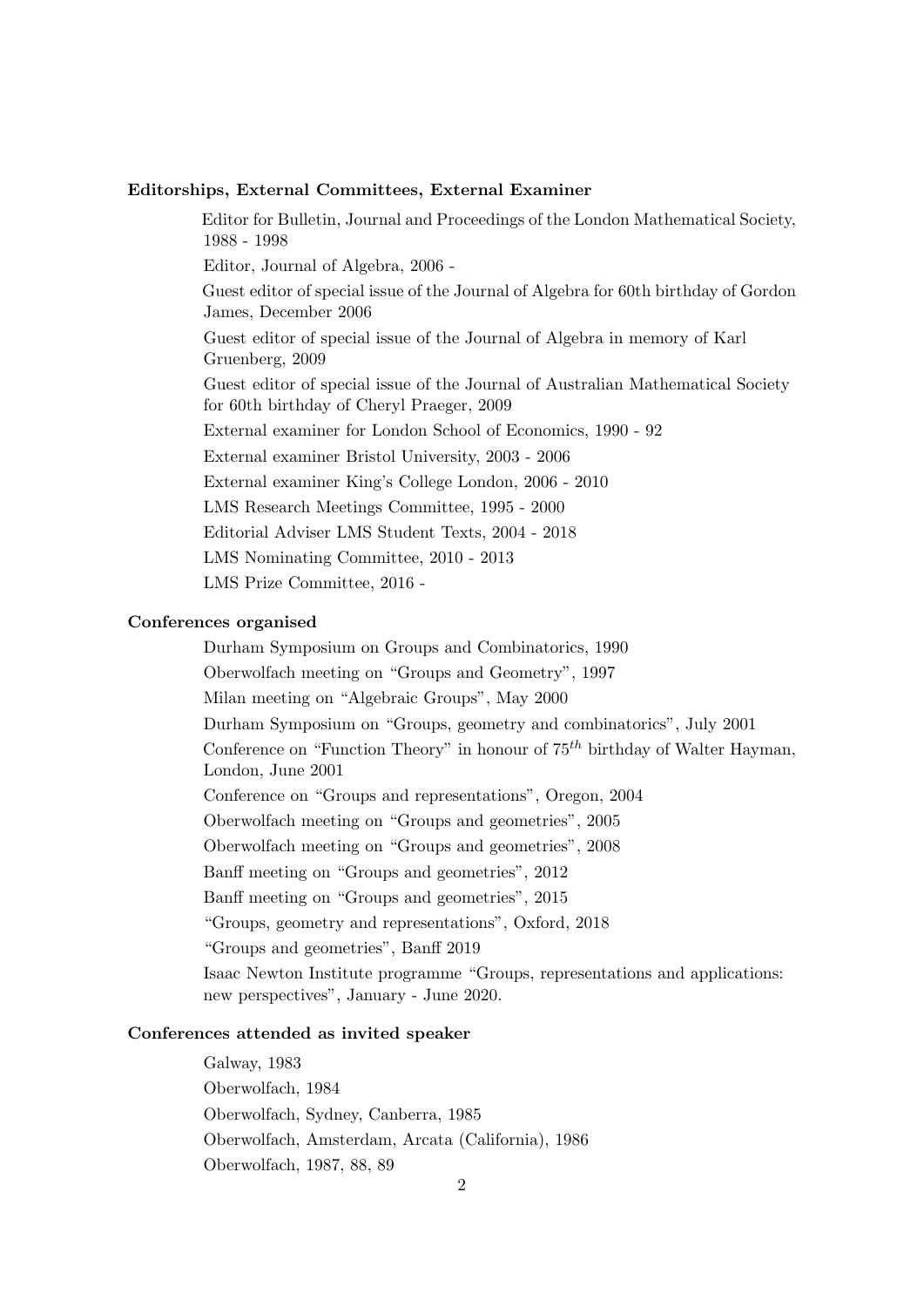**Editorships, External Committees, External Examiner**

Editor for Bulletin, Journal and Proceedings of the London Mathematical Society, 1988 - 1998

Editor, Journal of Algebra, 2006 -

Guest editor of special issue of the Journal of Algebra for 60th birthday of Gordon James, December 2006

Guest editor of special issue of the Journal of Algebra in memory of Karl Gruenberg, 2009

Guest editor of special issue of the Journal of Australian Mathematical Society for 60th birthday of Cheryl Praeger, 2009

External examiner for London School of Economics, 1990 - 92

External examiner Bristol University, 2003 - 2006

External examiner King's College London, 2006 - 2010

LMS Research Meetings Committee, 1995 - 2000

Editorial Adviser LMS Student Texts, 2004 - 2018

LMS Nominating Committee, 2010 - 2013

LMS Prize Committee, 2016 -

**Conferences organised**

Durham Symposium on Groups and Combinatorics, 1990

Oberwolfach meeting on "Groups and Geometry", 1997

Milan meeting on "Algebraic Groups", May 2000

Durham Symposium on "Groups, geometry and combinatorics", July 2001

Conference on "Function Theory" in honour of $75^{th}$ birthday of Walter Hayman, London, June 2001

Conference on "Groups and representations", Oregon, 2004

Oberwolfach meeting on "Groups and geometries", 2005

Oberwolfach meeting on "Groups and geometries", 2008

Banff meeting on "Groups and geometries", 2012

Banff meeting on "Groups and geometries", 2015

"Groups, geometry and representations", Oxford, 2018

"Groups and geometries", Banff 2019

Isaac Newton Institute programme "Groups, representations and applications: new perspectives", January - June 2020.

**Conferences attended as invited speaker**

Galway, 1983

Oberwolfach, 1984

Oberwolfach, Sydney, Canberra, 1985

Oberwolfach, Amsterdam, Arcata (California), 1986

Oberwolfach, 1987, 88, 89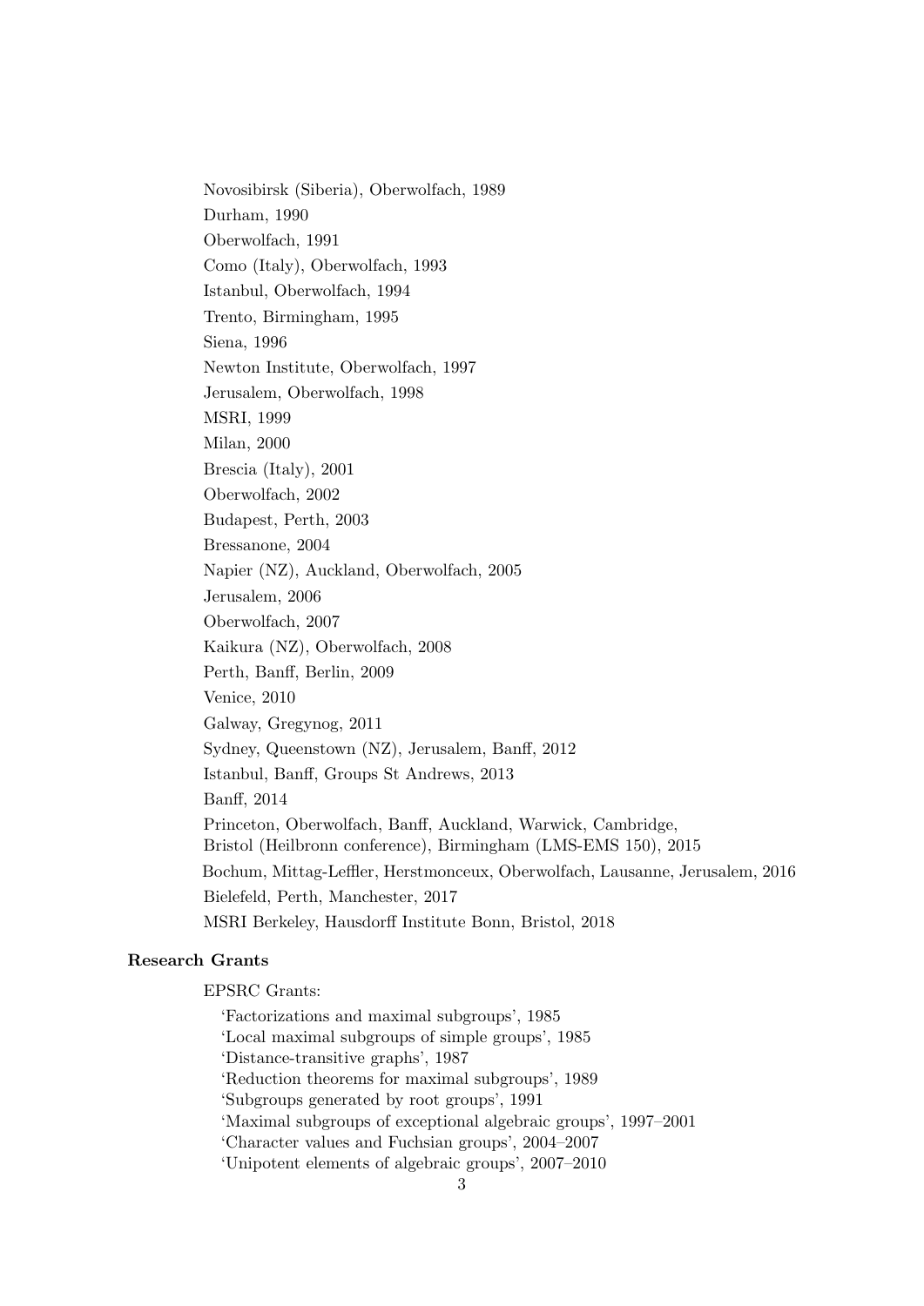Novosibirsk (Siberia), Oberwolfach, 1989

Durham, 1990

Oberwolfach, 1991

Como (Italy), Oberwolfach, 1993

Istanbul, Oberwolfach, 1994

Trento, Birmingham, 1995

Siena, 1996

Newton Institute, Oberwolfach, 1997

Jerusalem, Oberwolfach, 1998

MSRI, 1999

Milan, 2000

Brescia (Italy), 2001

Oberwolfach, 2002

Budapest, Perth, 2003

Bressanone, 2004

Napier (NZ), Auckland, Oberwolfach, 2005

Jerusalem, 2006

Oberwolfach, 2007

Kaikura (NZ), Oberwolfach, 2008

Perth, Banff, Berlin, 2009

Venice, 2010

Galway, Gregynog, 2011

Sydney, Queenstown (NZ), Jerusalem, Banff, 2012

Istanbul, Banff, Groups St Andrews, 2013

Banff, 2014

Princeton, Oberwolfach, Banff, Auckland, Warwick, Cambridge,
Bristol (Heilbronn conference), Birmingham (LMS-EMS 150), 2015

Bochum, Mittag-Leffler, Herstmonceux, Oberwolfach, Lausanne, Jerusalem, 2016

Bielefeld, Perth, Manchester, 2017

MSRI Berkeley, Hausdorff Institute Bonn, Bristol, 2018

**Research Grants**

EPSRC Grants:

'Factorizations and maximal subgroups', 1985
'Local maximal subgroups of simple groups', 1985
'Distance-transitive graphs', 1987
'Reduction theorems for maximal subgroups', 1989
'Subgroups generated by root groups', 1991
'Maximal subgroups of exceptional algebraic groups', 1997–2001
'Character values and Fuchsian groups', 2004–2007
'Unipotent elements of algebraic groups', 2007–2010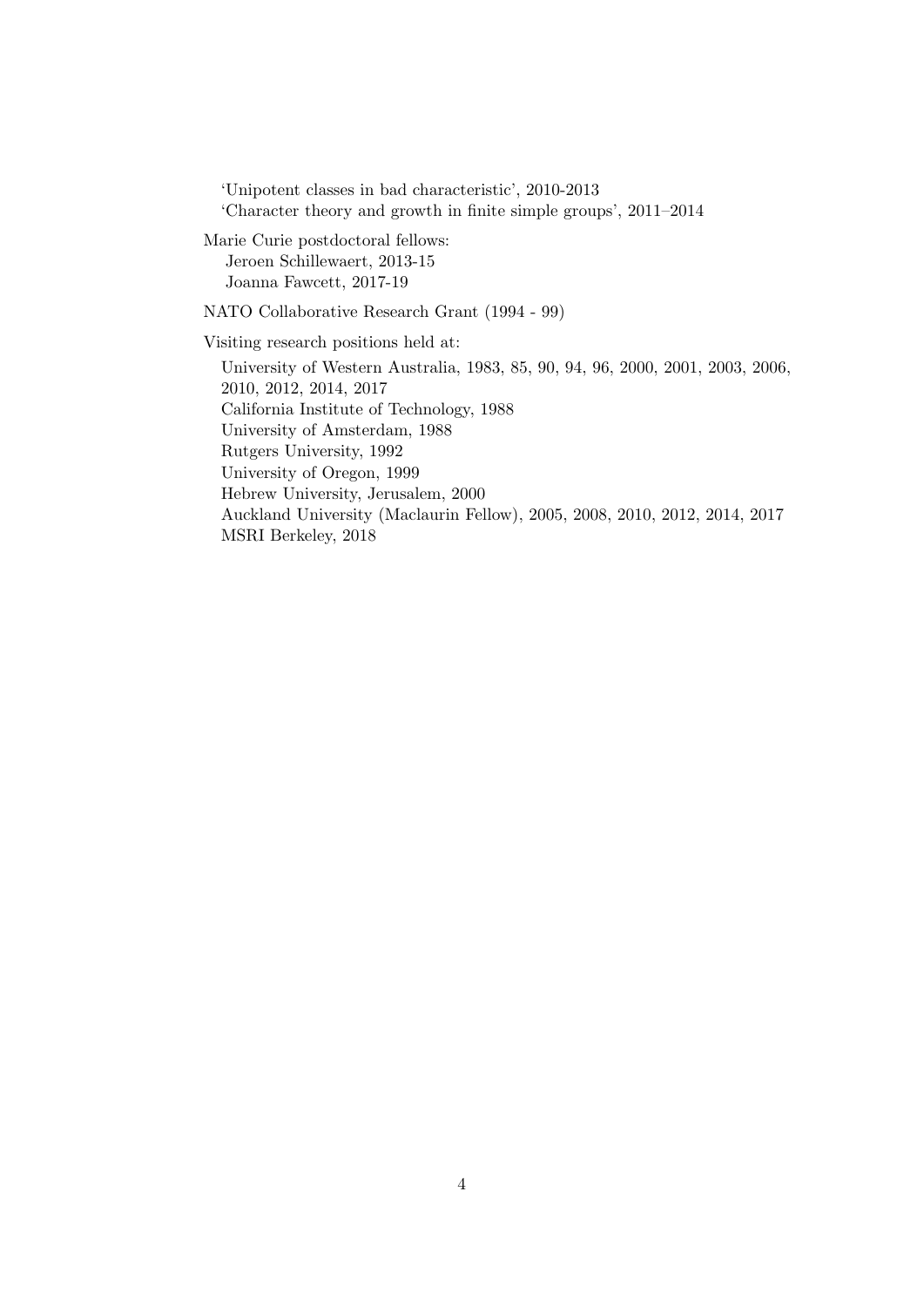'Unipotent classes in bad characteristic', 2010-2013
'Character theory and growth in finite simple groups', 2011–2014

Marie Curie postdoctoral fellows:
Jeroen Schillewaert, 2013-15
Joanna Fawcett, 2017-19

NATO Collaborative Research Grant (1994 - 99)

Visiting research positions held at:

University of Western Australia, 1983, 85, 90, 94, 96, 2000, 2001, 2003, 2006, 2010, 2012, 2014, 2017
California Institute of Technology, 1988
University of Amsterdam, 1988
Rutgers University, 1992
University of Oregon, 1999
Hebrew University, Jerusalem, 2000
Auckland University (Maclaurin Fellow), 2005, 2008, 2010, 2012, 2014, 2017
MSRI Berkeley, 2018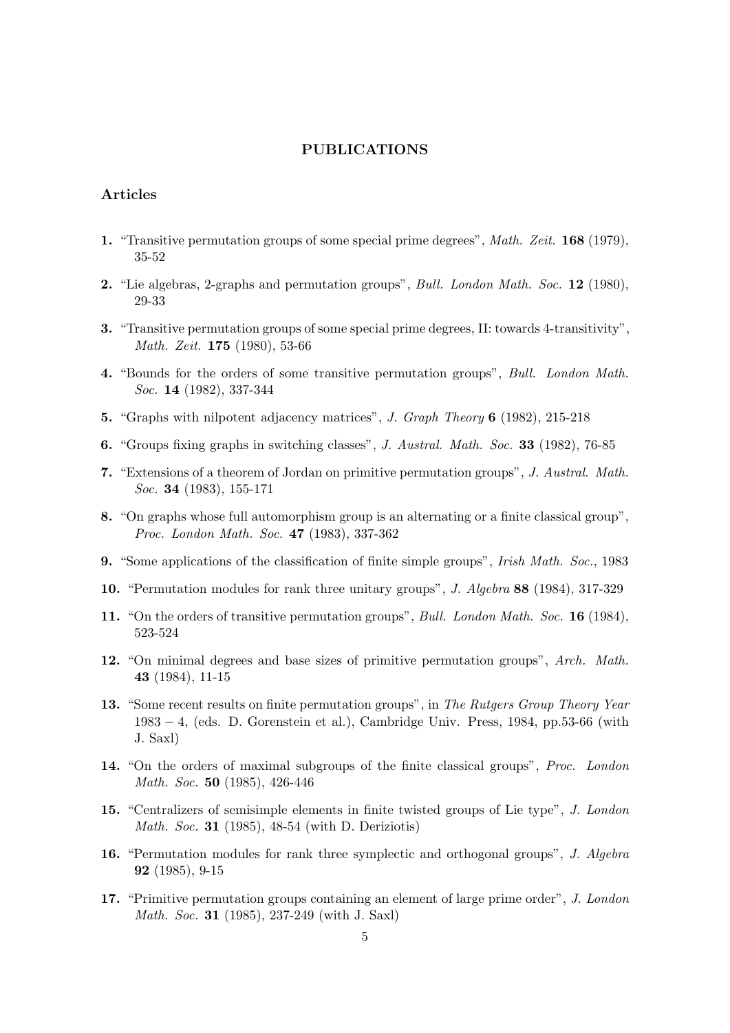# PUBLICATIONS

## Articles

**1.** "Transitive permutation groups of some special prime degrees", *Math. Zeit.* **168** (1979), 35-52

**2.** "Lie algebras, 2-graphs and permutation groups", *Bull. London Math. Soc.* **12** (1980), 29-33

**3.** "Transitive permutation groups of some special prime degrees, II: towards 4-transitivity", *Math. Zeit.* **175** (1980), 53-66

**4.** "Bounds for the orders of some transitive permutation groups", *Bull. London Math. Soc.* **14** (1982), 337-344

**5.** "Graphs with nilpotent adjacency matrices", *J. Graph Theory* **6** (1982), 215-218

**6.** "Groups fixing graphs in switching classes", *J. Austral. Math. Soc.* **33** (1982), 76-85

**7.** "Extensions of a theorem of Jordan on primitive permutation groups", *J. Austral. Math. Soc.* **34** (1983), 155-171

**8.** "On graphs whose full automorphism group is an alternating or a finite classical group", *Proc. London Math. Soc.* **47** (1983), 337-362

**9.** "Some applications of the classification of finite simple groups", *Irish Math. Soc.*, 1983

**10.** "Permutation modules for rank three unitary groups", *J. Algebra* **88** (1984), 317-329

**11.** "On the orders of transitive permutation groups", *Bull. London Math. Soc.* **16** (1984), 523-524

**12.** "On minimal degrees and base sizes of primitive permutation groups", *Arch. Math.* **43** (1984), 11-15

**13.** "Some recent results on finite permutation groups", in *The Rutgers Group Theory Year* 1983 − 4, (eds. D. Gorenstein et al.), Cambridge Univ. Press, 1984, pp.53-66 (with J. Saxl)

**14.** "On the orders of maximal subgroups of the finite classical groups", *Proc. London Math. Soc.* **50** (1985), 426-446

**15.** "Centralizers of semisimple elements in finite twisted groups of Lie type", *J. London Math. Soc.* **31** (1985), 48-54 (with D. Deriziotis)

**16.** "Permutation modules for rank three symplectic and orthogonal groups", *J. Algebra* **92** (1985), 9-15

**17.** "Primitive permutation groups containing an element of large prime order", *J. London Math. Soc.* **31** (1985), 237-249 (with J. Saxl)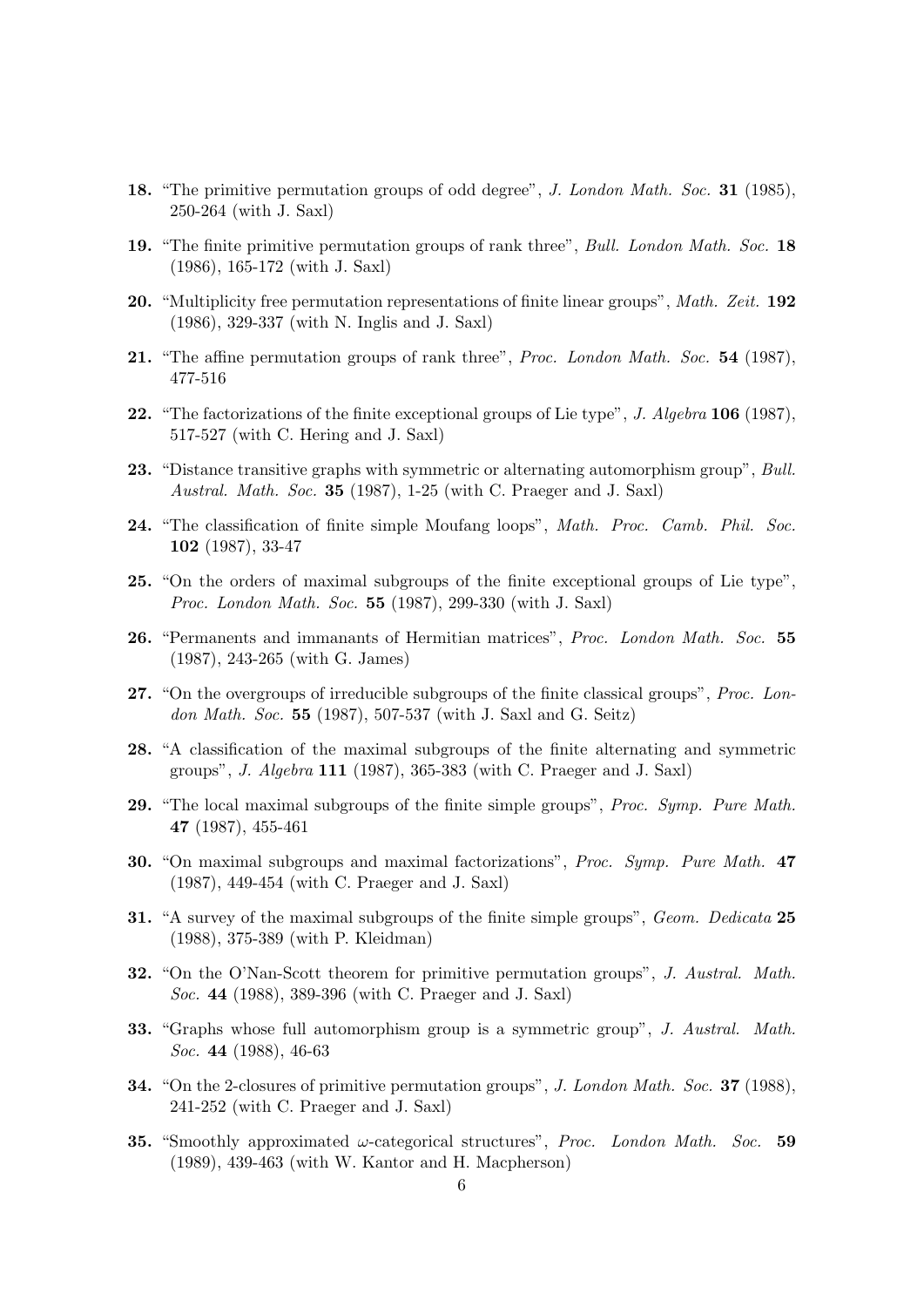**18.** "The primitive permutation groups of odd degree", *J. London Math. Soc.* **31** (1985), 250-264 (with J. Saxl)

**19.** "The finite primitive permutation groups of rank three", *Bull. London Math. Soc.* **18** (1986), 165-172 (with J. Saxl)

**20.** "Multiplicity free permutation representations of finite linear groups", *Math. Zeit.* **192** (1986), 329-337 (with N. Inglis and J. Saxl)

**21.** "The affine permutation groups of rank three", *Proc. London Math. Soc.* **54** (1987), 477-516

**22.** "The factorizations of the finite exceptional groups of Lie type", *J. Algebra* **106** (1987), 517-527 (with C. Hering and J. Saxl)

**23.** "Distance transitive graphs with symmetric or alternating automorphism group", *Bull. Austral. Math. Soc.* **35** (1987), 1-25 (with C. Praeger and J. Saxl)

**24.** "The classification of finite simple Moufang loops", *Math. Proc. Camb. Phil. Soc.* **102** (1987), 33-47

**25.** "On the orders of maximal subgroups of the finite exceptional groups of Lie type", *Proc. London Math. Soc.* **55** (1987), 299-330 (with J. Saxl)

**26.** "Permanents and immanants of Hermitian matrices", *Proc. London Math. Soc.* **55** (1987), 243-265 (with G. James)

**27.** "On the overgroups of irreducible subgroups of the finite classical groups", *Proc. London Math. Soc.* **55** (1987), 507-537 (with J. Saxl and G. Seitz)

**28.** "A classification of the maximal subgroups of the finite alternating and symmetric groups", *J. Algebra* **111** (1987), 365-383 (with C. Praeger and J. Saxl)

**29.** "The local maximal subgroups of the finite simple groups", *Proc. Symp. Pure Math.* **47** (1987), 455-461

**30.** "On maximal subgroups and maximal factorizations", *Proc. Symp. Pure Math.* **47** (1987), 449-454 (with C. Praeger and J. Saxl)

**31.** "A survey of the maximal subgroups of the finite simple groups", *Geom. Dedicata* **25** (1988), 375-389 (with P. Kleidman)

**32.** "On the O'Nan-Scott theorem for primitive permutation groups", *J. Austral. Math. Soc.* **44** (1988), 389-396 (with C. Praeger and J. Saxl)

**33.** "Graphs whose full automorphism group is a symmetric group", *J. Austral. Math. Soc.* **44** (1988), 46-63

**34.** "On the 2-closures of primitive permutation groups", *J. London Math. Soc.* **37** (1988), 241-252 (with C. Praeger and J. Saxl)

**35.** "Smoothly approximated $\omega$-categorical structures", *Proc. London Math. Soc.* **59** (1989), 439-463 (with W. Kantor and H. Macpherson)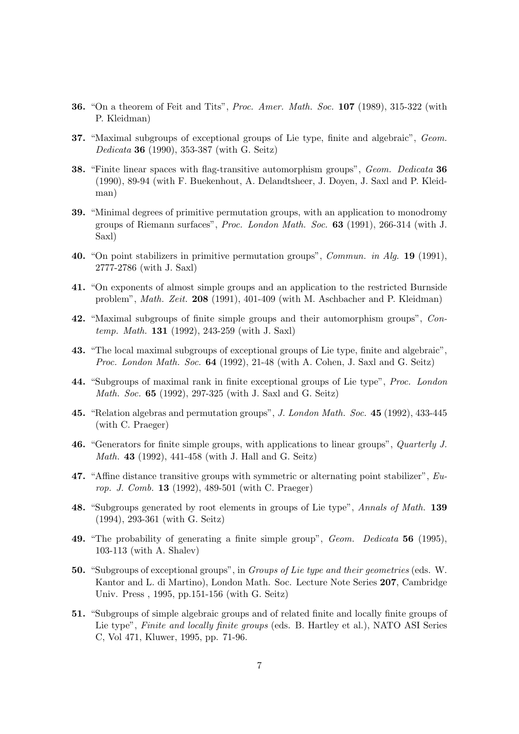**36.** "On a theorem of Feit and Tits", *Proc. Amer. Math. Soc.* **107** (1989), 315-322 (with P. Kleidman)

**37.** "Maximal subgroups of exceptional groups of Lie type, finite and algebraic", *Geom. Dedicata* **36** (1990), 353-387 (with G. Seitz)

**38.** "Finite linear spaces with flag-transitive automorphism groups", *Geom. Dedicata* **36** (1990), 89-94 (with F. Buekenhout, A. Delandtsheer, J. Doyen, J. Saxl and P. Kleidman)

**39.** "Minimal degrees of primitive permutation groups, with an application to monodromy groups of Riemann surfaces", *Proc. London Math. Soc.* **63** (1991), 266-314 (with J. Saxl)

**40.** "On point stabilizers in primitive permutation groups", *Commun. in Alg.* **19** (1991), 2777-2786 (with J. Saxl)

**41.** "On exponents of almost simple groups and an application to the restricted Burnside problem", *Math. Zeit.* **208** (1991), 401-409 (with M. Aschbacher and P. Kleidman)

**42.** "Maximal subgroups of finite simple groups and their automorphism groups", *Contemp. Math.* **131** (1992), 243-259 (with J. Saxl)

**43.** "The local maximal subgroups of exceptional groups of Lie type, finite and algebraic", *Proc. London Math. Soc.* **64** (1992), 21-48 (with A. Cohen, J. Saxl and G. Seitz)

**44.** "Subgroups of maximal rank in finite exceptional groups of Lie type", *Proc. London Math. Soc.* **65** (1992), 297-325 (with J. Saxl and G. Seitz)

**45.** "Relation algebras and permutation groups", *J. London Math. Soc.* **45** (1992), 433-445 (with C. Praeger)

**46.** "Generators for finite simple groups, with applications to linear groups", *Quarterly J. Math.* **43** (1992), 441-458 (with J. Hall and G. Seitz)

**47.** "Affine distance transitive groups with symmetric or alternating point stabilizer", *Europ. J. Comb.* **13** (1992), 489-501 (with C. Praeger)

**48.** "Subgroups generated by root elements in groups of Lie type", *Annals of Math.* **139** (1994), 293-361 (with G. Seitz)

**49.** "The probability of generating a finite simple group", *Geom. Dedicata* **56** (1995), 103-113 (with A. Shalev)

**50.** "Subgroups of exceptional groups", in *Groups of Lie type and their geometries* (eds. W. Kantor and L. di Martino), London Math. Soc. Lecture Note Series **207**, Cambridge Univ. Press , 1995, pp.151-156 (with G. Seitz)

**51.** "Subgroups of simple algebraic groups and of related finite and locally finite groups of Lie type", *Finite and locally finite groups* (eds. B. Hartley et al.), NATO ASI Series C, Vol 471, Kluwer, 1995, pp. 71-96.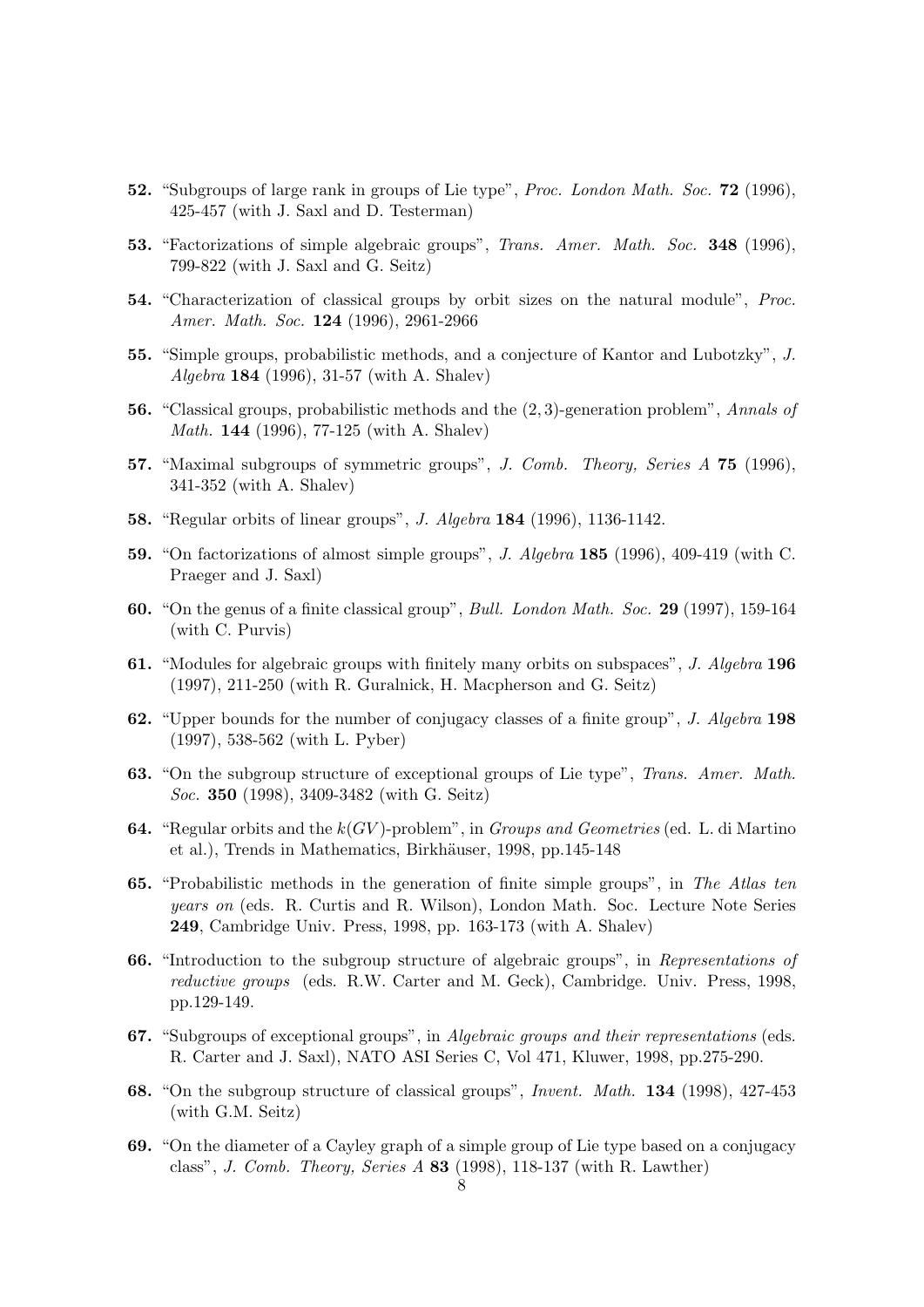**52.** "Subgroups of large rank in groups of Lie type", *Proc. London Math. Soc.* **72** (1996), 425-457 (with J. Saxl and D. Testerman)

**53.** "Factorizations of simple algebraic groups", *Trans. Amer. Math. Soc.* **348** (1996), 799-822 (with J. Saxl and G. Seitz)

**54.** "Characterization of classical groups by orbit sizes on the natural module", *Proc. Amer. Math. Soc.* **124** (1996), 2961-2966

**55.** "Simple groups, probabilistic methods, and a conjecture of Kantor and Lubotzky", *J. Algebra* **184** (1996), 31-57 (with A. Shalev)

**56.** "Classical groups, probabilistic methods and the $(2,3)$-generation problem", *Annals of Math.* **144** (1996), 77-125 (with A. Shalev)

**57.** "Maximal subgroups of symmetric groups", *J. Comb. Theory, Series A* **75** (1996), 341-352 (with A. Shalev)

**58.** "Regular orbits of linear groups", *J. Algebra* **184** (1996), 1136-1142.

**59.** "On factorizations of almost simple groups", *J. Algebra* **185** (1996), 409-419 (with C. Praeger and J. Saxl)

**60.** "On the genus of a finite classical group", *Bull. London Math. Soc.* **29** (1997), 159-164 (with C. Purvis)

**61.** "Modules for algebraic groups with finitely many orbits on subspaces", *J. Algebra* **196** (1997), 211-250 (with R. Guralnick, H. Macpherson and G. Seitz)

**62.** "Upper bounds for the number of conjugacy classes of a finite group", *J. Algebra* **198** (1997), 538-562 (with L. Pyber)

**63.** "On the subgroup structure of exceptional groups of Lie type", *Trans. Amer. Math. Soc.* **350** (1998), 3409-3482 (with G. Seitz)

**64.** "Regular orbits and the $k(GV)$-problem", in *Groups and Geometries* (ed. L. di Martino et al.), Trends in Mathematics, Birkhäuser, 1998, pp.145-148

**65.** "Probabilistic methods in the generation of finite simple groups", in *The Atlas ten years on* (eds. R. Curtis and R. Wilson), London Math. Soc. Lecture Note Series **249**, Cambridge Univ. Press, 1998, pp. 163-173 (with A. Shalev)

**66.** "Introduction to the subgroup structure of algebraic groups", in *Representations of reductive groups* (eds. R.W. Carter and M. Geck), Cambridge. Univ. Press, 1998, pp.129-149.

**67.** "Subgroups of exceptional groups", in *Algebraic groups and their representations* (eds. R. Carter and J. Saxl), NATO ASI Series C, Vol 471, Kluwer, 1998, pp.275-290.

**68.** "On the subgroup structure of classical groups", *Invent. Math.* **134** (1998), 427-453 (with G.M. Seitz)

**69.** "On the diameter of a Cayley graph of a simple group of Lie type based on a conjugacy class", *J. Comb. Theory, Series A* **83** (1998), 118-137 (with R. Lawther)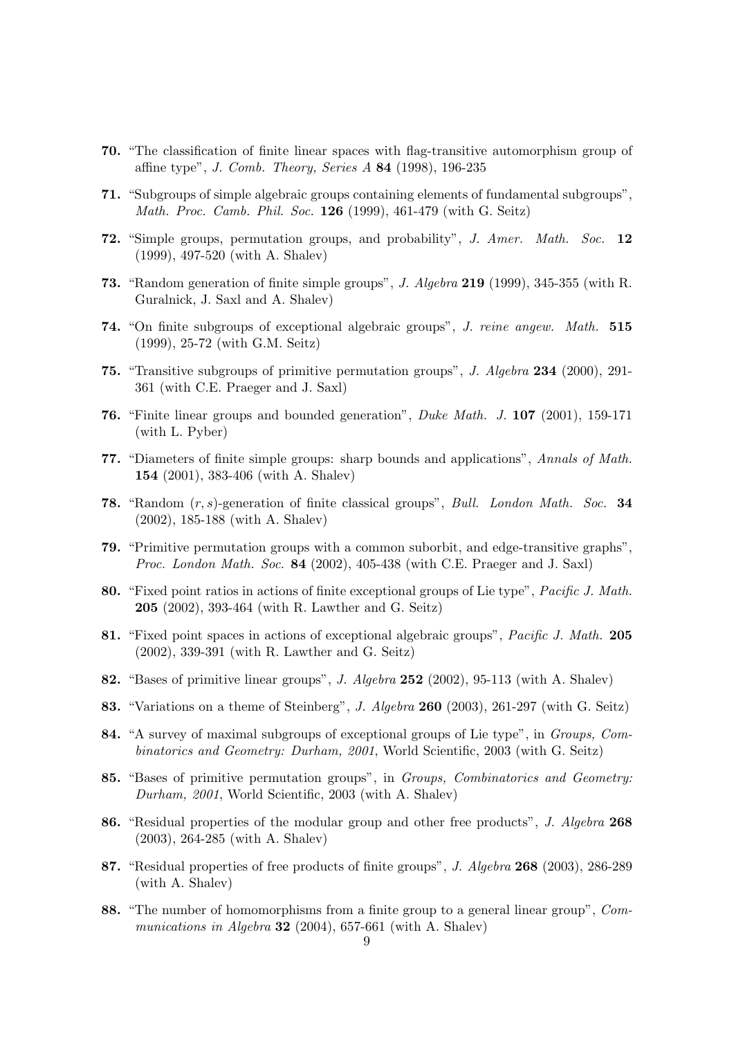**70.** "The classification of finite linear spaces with flag-transitive automorphism group of affine type", *J. Comb. Theory, Series A* **84** (1998), 196-235

**71.** "Subgroups of simple algebraic groups containing elements of fundamental subgroups", *Math. Proc. Camb. Phil. Soc.* **126** (1999), 461-479 (with G. Seitz)

**72.** "Simple groups, permutation groups, and probability", *J. Amer. Math. Soc.* **12** (1999), 497-520 (with A. Shalev)

**73.** "Random generation of finite simple groups", *J. Algebra* **219** (1999), 345-355 (with R. Guralnick, J. Saxl and A. Shalev)

**74.** "On finite subgroups of exceptional algebraic groups", *J. reine angew. Math.* **515** (1999), 25-72 (with G.M. Seitz)

**75.** "Transitive subgroups of primitive permutation groups", *J. Algebra* **234** (2000), 291-361 (with C.E. Praeger and J. Saxl)

**76.** "Finite linear groups and bounded generation", *Duke Math. J.* **107** (2001), 159-171 (with L. Pyber)

**77.** "Diameters of finite simple groups: sharp bounds and applications", *Annals of Math.* **154** (2001), 383-406 (with A. Shalev)

**78.** "Random $(r,s)$-generation of finite classical groups", *Bull. London Math. Soc.* **34** (2002), 185-188 (with A. Shalev)

**79.** "Primitive permutation groups with a common suborbit, and edge-transitive graphs", *Proc. London Math. Soc.* **84** (2002), 405-438 (with C.E. Praeger and J. Saxl)

**80.** "Fixed point ratios in actions of finite exceptional groups of Lie type", *Pacific J. Math.* **205** (2002), 393-464 (with R. Lawther and G. Seitz)

**81.** "Fixed point spaces in actions of exceptional algebraic groups", *Pacific J. Math.* **205** (2002), 339-391 (with R. Lawther and G. Seitz)

**82.** "Bases of primitive linear groups", *J. Algebra* **252** (2002), 95-113 (with A. Shalev)

**83.** "Variations on a theme of Steinberg", *J. Algebra* **260** (2003), 261-297 (with G. Seitz)

**84.** "A survey of maximal subgroups of exceptional groups of Lie type", in *Groups, Combinatorics and Geometry: Durham, 2001*, World Scientific, 2003 (with G. Seitz)

**85.** "Bases of primitive permutation groups", in *Groups, Combinatorics and Geometry: Durham, 2001*, World Scientific, 2003 (with A. Shalev)

**86.** "Residual properties of the modular group and other free products", *J. Algebra* **268** (2003), 264-285 (with A. Shalev)

**87.** "Residual properties of free products of finite groups", *J. Algebra* **268** (2003), 286-289 (with A. Shalev)

**88.** "The number of homomorphisms from a finite group to a general linear group", *Communications in Algebra* **32** (2004), 657-661 (with A. Shalev)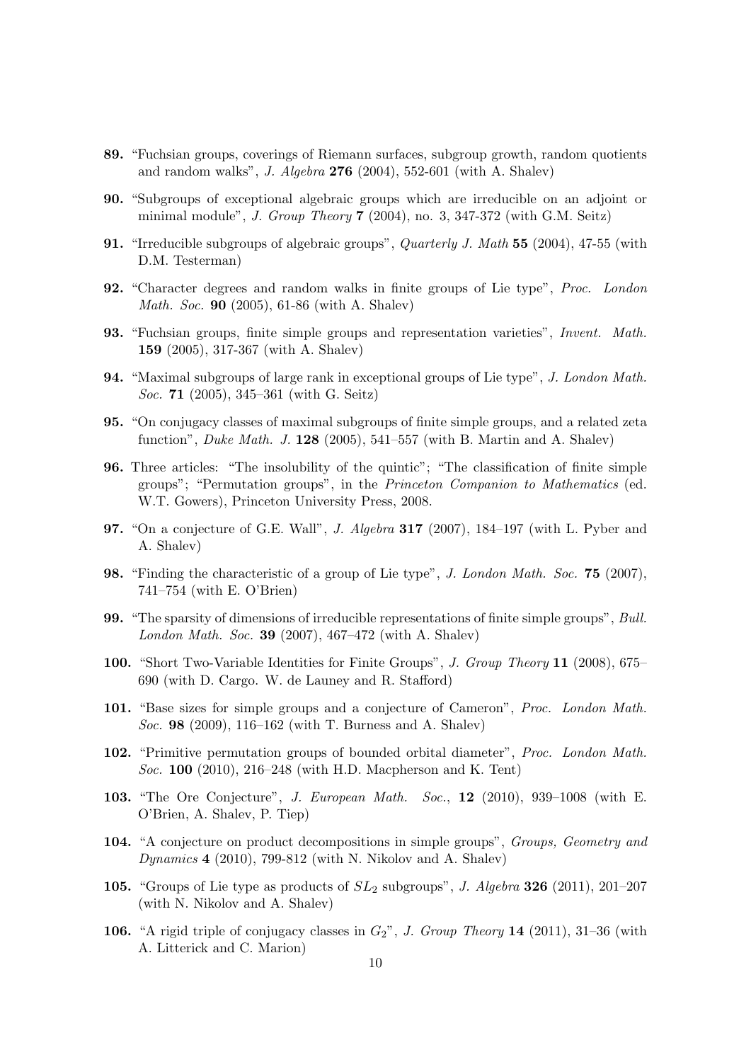**89.** "Fuchsian groups, coverings of Riemann surfaces, subgroup growth, random quotients and random walks", *J. Algebra* **276** (2004), 552-601 (with A. Shalev)

**90.** "Subgroups of exceptional algebraic groups which are irreducible on an adjoint or minimal module", *J. Group Theory* **7** (2004), no. 3, 347-372 (with G.M. Seitz)

**91.** "Irreducible subgroups of algebraic groups", *Quarterly J. Math* **55** (2004), 47-55 (with D.M. Testerman)

**92.** "Character degrees and random walks in finite groups of Lie type", *Proc. London Math. Soc.* **90** (2005), 61-86 (with A. Shalev)

**93.** "Fuchsian groups, finite simple groups and representation varieties", *Invent. Math.* **159** (2005), 317-367 (with A. Shalev)

**94.** "Maximal subgroups of large rank in exceptional groups of Lie type", *J. London Math. Soc.* **71** (2005), 345–361 (with G. Seitz)

**95.** "On conjugacy classes of maximal subgroups of finite simple groups, and a related zeta function", *Duke Math. J.* **128** (2005), 541–557 (with B. Martin and A. Shalev)

**96.** Three articles: "The insolubility of the quintic"; "The classification of finite simple groups"; "Permutation groups", in the *Princeton Companion to Mathematics* (ed. W.T. Gowers), Princeton University Press, 2008.

**97.** "On a conjecture of G.E. Wall", *J. Algebra* **317** (2007), 184–197 (with L. Pyber and A. Shalev)

**98.** "Finding the characteristic of a group of Lie type", *J. London Math. Soc.* **75** (2007), 741–754 (with E. O'Brien)

**99.** "The sparsity of dimensions of irreducible representations of finite simple groups", *Bull. London Math. Soc.* **39** (2007), 467–472 (with A. Shalev)

**100.** "Short Two-Variable Identities for Finite Groups", *J. Group Theory* **11** (2008), 675–690 (with D. Cargo. W. de Launey and R. Stafford)

**101.** "Base sizes for simple groups and a conjecture of Cameron", *Proc. London Math. Soc.* **98** (2009), 116–162 (with T. Burness and A. Shalev)

**102.** "Primitive permutation groups of bounded orbital diameter", *Proc. London Math. Soc.* **100** (2010), 216–248 (with H.D. Macpherson and K. Tent)

**103.** "The Ore Conjecture", *J. European Math. Soc.*, **12** (2010), 939–1008 (with E. O'Brien, A. Shalev, P. Tiep)

**104.** "A conjecture on product decompositions in simple groups", *Groups, Geometry and Dynamics* **4** (2010), 799-812 (with N. Nikolov and A. Shalev)

**105.** "Groups of Lie type as products of $SL_2$ subgroups", *J. Algebra* **326** (2011), 201–207 (with N. Nikolov and A. Shalev)

**106.** "A rigid triple of conjugacy classes in $G_2$", *J. Group Theory* **14** (2011), 31–36 (with A. Litterick and C. Marion)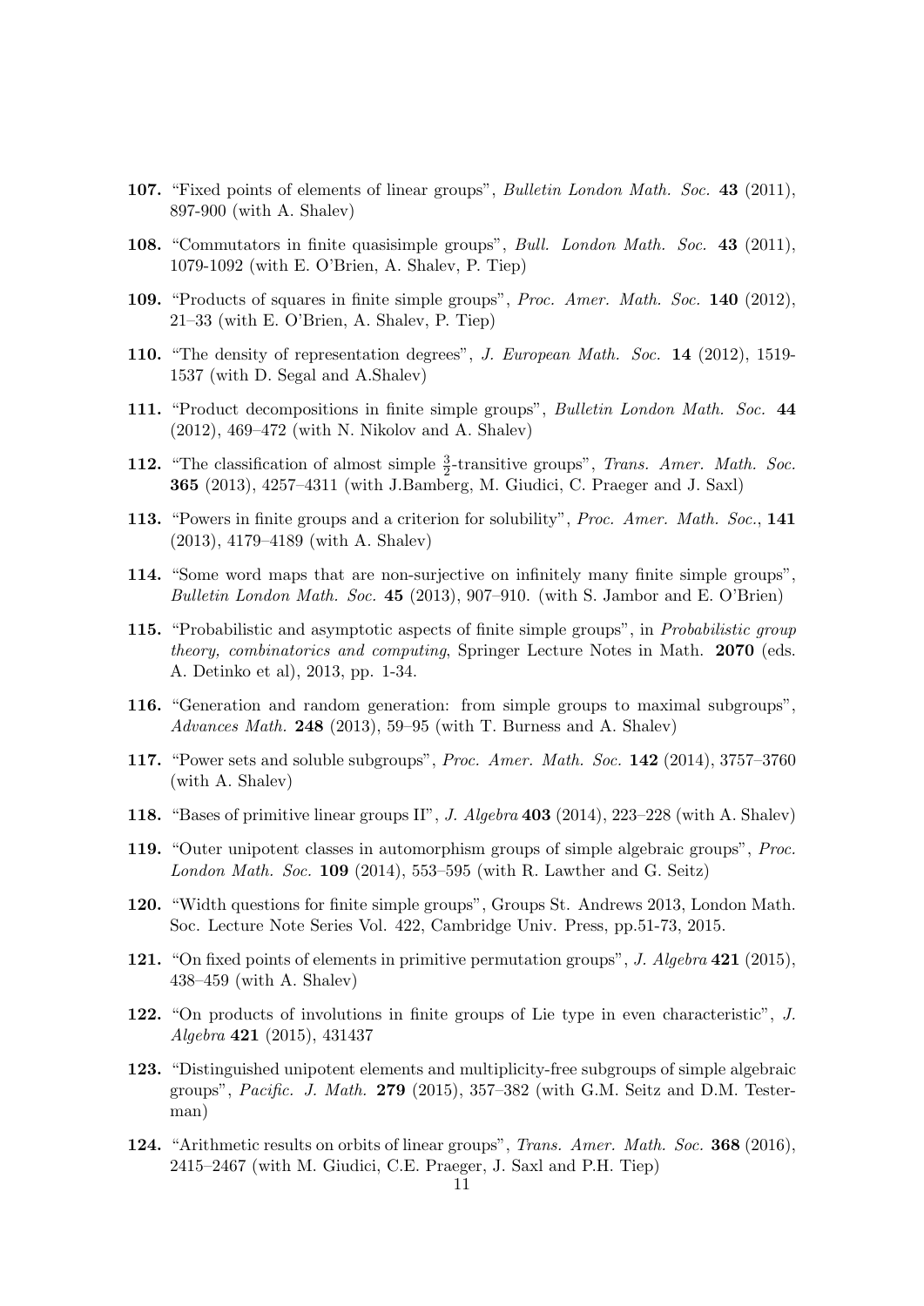**107.** "Fixed points of elements of linear groups", *Bulletin London Math. Soc.* **43** (2011), 897-900 (with A. Shalev)

**108.** "Commutators in finite quasisimple groups", *Bull. London Math. Soc.* **43** (2011), 1079-1092 (with E. O'Brien, A. Shalev, P. Tiep)

**109.** "Products of squares in finite simple groups", *Proc. Amer. Math. Soc.* **140** (2012), 21–33 (with E. O'Brien, A. Shalev, P. Tiep)

**110.** "The density of representation degrees", *J. European Math. Soc.* **14** (2012), 1519-1537 (with D. Segal and A.Shalev)

**111.** "Product decompositions in finite simple groups", *Bulletin London Math. Soc.* **44** (2012), 469–472 (with N. Nikolov and A. Shalev)

**112.** "The classification of almost simple $\frac{3}{2}$-transitive groups", *Trans. Amer. Math. Soc.* **365** (2013), 4257–4311 (with J.Bamberg, M. Giudici, C. Praeger and J. Saxl)

**113.** "Powers in finite groups and a criterion for solubility", *Proc. Amer. Math. Soc.*, **141** (2013), 4179–4189 (with A. Shalev)

**114.** "Some word maps that are non-surjective on infinitely many finite simple groups", *Bulletin London Math. Soc.* **45** (2013), 907–910. (with S. Jambor and E. O'Brien)

**115.** "Probabilistic and asymptotic aspects of finite simple groups", in *Probabilistic group theory, combinatorics and computing*, Springer Lecture Notes in Math. **2070** (eds. A. Detinko et al), 2013, pp. 1-34.

**116.** "Generation and random generation: from simple groups to maximal subgroups", *Advances Math.* **248** (2013), 59–95 (with T. Burness and A. Shalev)

**117.** "Power sets and soluble subgroups", *Proc. Amer. Math. Soc.* **142** (2014), 3757–3760 (with A. Shalev)

**118.** "Bases of primitive linear groups II", *J. Algebra* **403** (2014), 223–228 (with A. Shalev)

**119.** "Outer unipotent classes in automorphism groups of simple algebraic groups", *Proc. London Math. Soc.* **109** (2014), 553–595 (with R. Lawther and G. Seitz)

**120.** "Width questions for finite simple groups", Groups St. Andrews 2013, London Math. Soc. Lecture Note Series Vol. 422, Cambridge Univ. Press, pp.51-73, 2015.

**121.** "On fixed points of elements in primitive permutation groups", *J. Algebra* **421** (2015), 438–459 (with A. Shalev)

**122.** "On products of involutions in finite groups of Lie type in even characteristic", *J. Algebra* **421** (2015), 431437

**123.** "Distinguished unipotent elements and multiplicity-free subgroups of simple algebraic groups", *Pacific. J. Math.* **279** (2015), 357–382 (with G.M. Seitz and D.M. Testerman)

**124.** "Arithmetic results on orbits of linear groups", *Trans. Amer. Math. Soc.* **368** (2016), 2415–2467 (with M. Giudici, C.E. Praeger, J. Saxl and P.H. Tiep)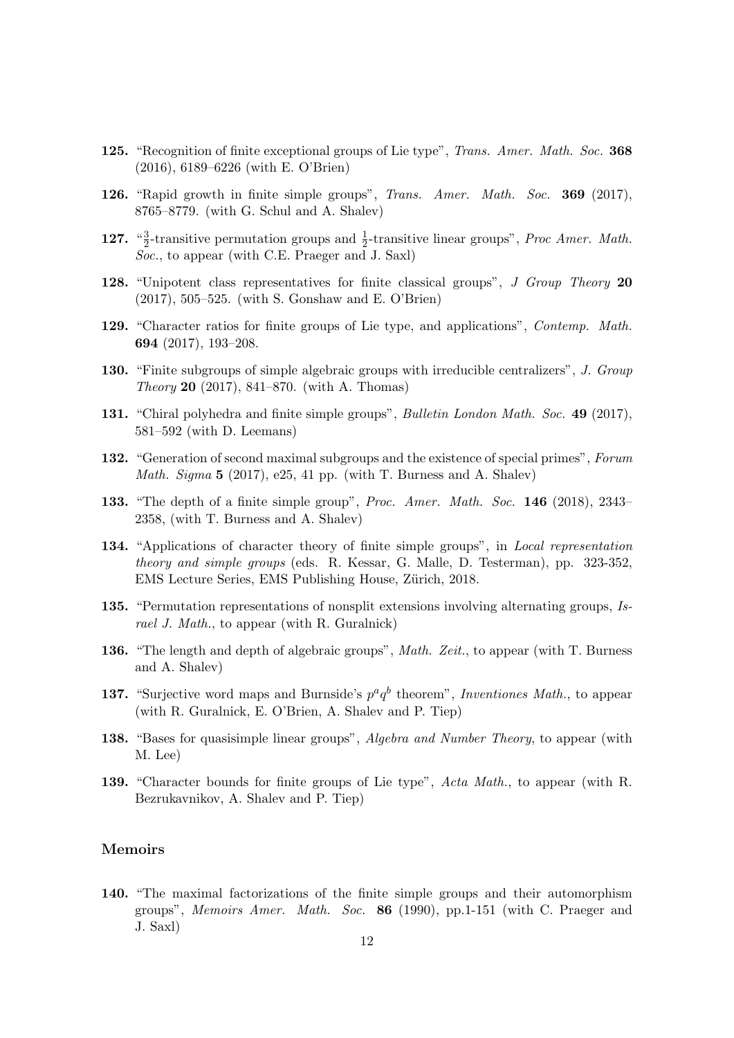**125.** "Recognition of finite exceptional groups of Lie type", *Trans. Amer. Math. Soc.* **368** (2016), 6189–6226 (with E. O'Brien)

**126.** "Rapid growth in finite simple groups", *Trans. Amer. Math. Soc.* **369** (2017), 8765–8779. (with G. Schul and A. Shalev)

**127.** "$\frac{3}{2}$-transitive permutation groups and $\frac{1}{2}$-transitive linear groups", *Proc Amer. Math. Soc.*, to appear (with C.E. Praeger and J. Saxl)

**128.** "Unipotent class representatives for finite classical groups", *J Group Theory* **20** (2017), 505–525. (with S. Gonshaw and E. O'Brien)

**129.** "Character ratios for finite groups of Lie type, and applications", *Contemp. Math.* **694** (2017), 193–208.

**130.** "Finite subgroups of simple algebraic groups with irreducible centralizers", *J. Group Theory* **20** (2017), 841–870. (with A. Thomas)

**131.** "Chiral polyhedra and finite simple groups", *Bulletin London Math. Soc.* **49** (2017), 581–592 (with D. Leemans)

**132.** "Generation of second maximal subgroups and the existence of special primes", *Forum Math. Sigma* **5** (2017), e25, 41 pp. (with T. Burness and A. Shalev)

**133.** "The depth of a finite simple group", *Proc. Amer. Math. Soc.* **146** (2018), 2343–2358, (with T. Burness and A. Shalev)

**134.** "Applications of character theory of finite simple groups", in *Local representation theory and simple groups* (eds. R. Kessar, G. Malle, D. Testerman), pp. 323-352, EMS Lecture Series, EMS Publishing House, Zürich, 2018.

**135.** "Permutation representations of nonsplit extensions involving alternating groups, *Israel J. Math.*, to appear (with R. Guralnick)

**136.** "The length and depth of algebraic groups", *Math. Zeit.*, to appear (with T. Burness and A. Shalev)

**137.** "Surjective word maps and Burnside's $p^aq^b$ theorem", *Inventiones Math.*, to appear (with R. Guralnick, E. O'Brien, A. Shalev and P. Tiep)

**138.** "Bases for quasisimple linear groups", *Algebra and Number Theory*, to appear (with M. Lee)

**139.** "Character bounds for finite groups of Lie type", *Acta Math.*, to appear (with R. Bezrukavnikov, A. Shalev and P. Tiep)

## Memoirs

**140.** "The maximal factorizations of the finite simple groups and their automorphism groups", *Memoirs Amer. Math. Soc.* **86** (1990), pp.1-151 (with C. Praeger and J. Saxl)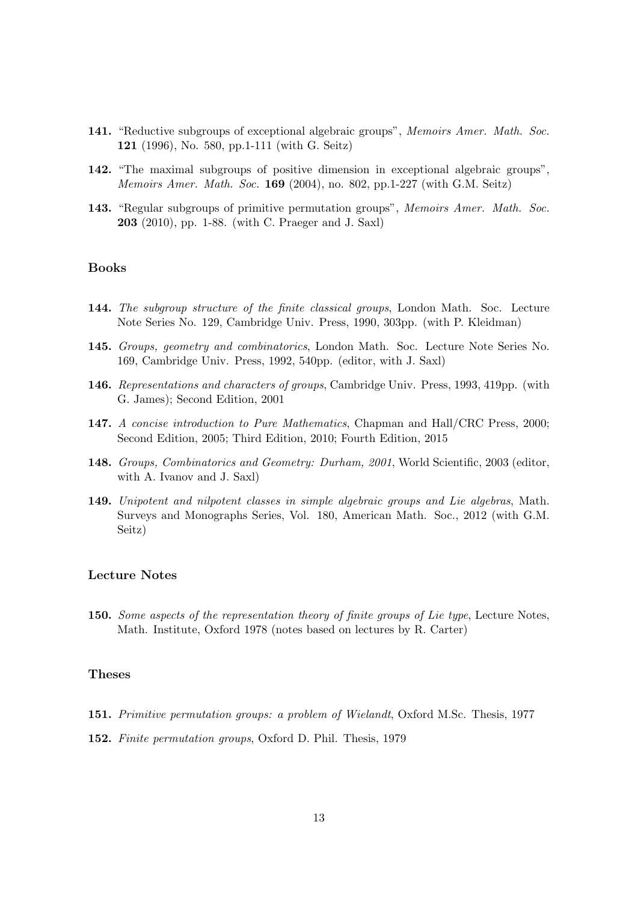**141.** "Reductive subgroups of exceptional algebraic groups", *Memoirs Amer. Math. Soc.* **121** (1996), No. 580, pp.1-111 (with G. Seitz)

**142.** "The maximal subgroups of positive dimension in exceptional algebraic groups", *Memoirs Amer. Math. Soc.* **169** (2004), no. 802, pp.1-227 (with G.M. Seitz)

**143.** "Regular subgroups of primitive permutation groups", *Memoirs Amer. Math. Soc.* **203** (2010), pp. 1-88. (with C. Praeger and J. Saxl)

### Books

**144.** *The subgroup structure of the finite classical groups*, London Math. Soc. Lecture Note Series No. 129, Cambridge Univ. Press, 1990, 303pp. (with P. Kleidman)

**145.** *Groups, geometry and combinatorics*, London Math. Soc. Lecture Note Series No. 169, Cambridge Univ. Press, 1992, 540pp. (editor, with J. Saxl)

**146.** *Representations and characters of groups*, Cambridge Univ. Press, 1993, 419pp. (with G. James); Second Edition, 2001

**147.** *A concise introduction to Pure Mathematics*, Chapman and Hall/CRC Press, 2000; Second Edition, 2005; Third Edition, 2010; Fourth Edition, 2015

**148.** *Groups, Combinatorics and Geometry: Durham, 2001*, World Scientific, 2003 (editor, with A. Ivanov and J. Saxl)

**149.** *Unipotent and nilpotent classes in simple algebraic groups and Lie algebras*, Math. Surveys and Monographs Series, Vol. 180, American Math. Soc., 2012 (with G.M. Seitz)

### Lecture Notes

**150.** *Some aspects of the representation theory of finite groups of Lie type*, Lecture Notes, Math. Institute, Oxford 1978 (notes based on lectures by R. Carter)

### Theses

**151.** *Primitive permutation groups: a problem of Wielandt*, Oxford M.Sc. Thesis, 1977

**152.** *Finite permutation groups*, Oxford D. Phil. Thesis, 1979